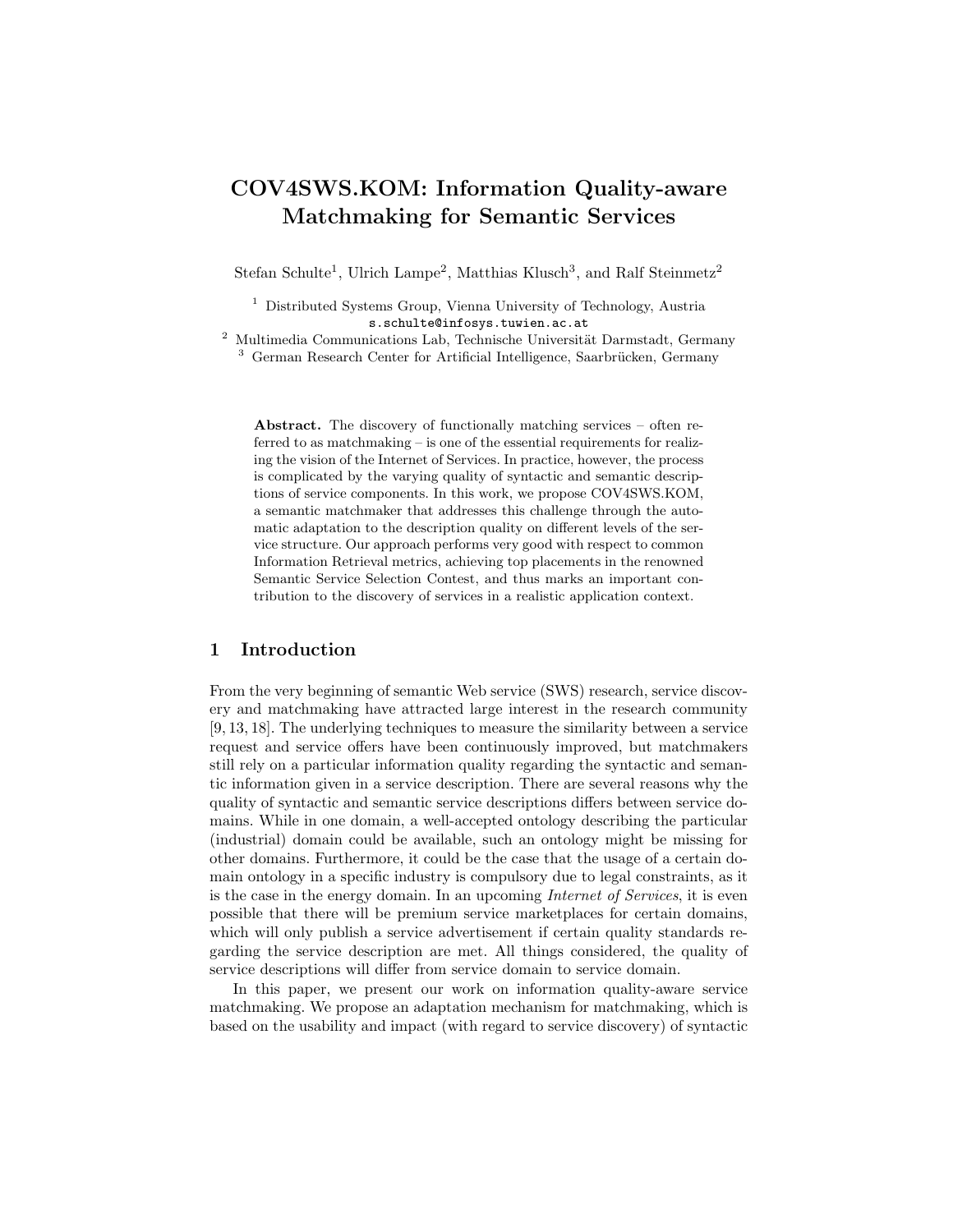# COV4SWS.KOM: Information Quality-aware Matchmaking for Semantic Services

Stefan Schulte[1], Ulrich Lampe[2], Matthias Klusch[3], and Ralf Steinmetz[2]

[1] Distributed Systems Group, Vienna University of Technology, Austria
s.schulte@infosys.tuwien.ac.at

[2] Multimedia Communications Lab, Technische Universität Darmstadt, Germany

[3] German Research Center for Artificial Intelligence, Saarbrücken, Germany

**Abstract.** The discovery of functionally matching services – often referred to as matchmaking – is one of the essential requirements for realizing the vision of the Internet of Services. In practice, however, the process is complicated by the varying quality of syntactic and semantic descriptions of service components. In this work, we propose COV4SWS.KOM, a semantic matchmaker that addresses this challenge through the automatic adaptation to the description quality on different levels of the service structure. Our approach performs very good with respect to common Information Retrieval metrics, achieving top placements in the renowned Semantic Service Selection Contest, and thus marks an important contribution to the discovery of services in a realistic application context.

## 1 Introduction

From the very beginning of semantic Web service (SWS) research, service discovery and matchmaking have attracted large interest in the research community [9, 13, 18]. The underlying techniques to measure the similarity between a service request and service offers have been continuously improved, but matchmakers still rely on a particular information quality regarding the syntactic and semantic information given in a service description. There are several reasons why the quality of syntactic and semantic service descriptions differs between service domains. While in one domain, a well-accepted ontology describing the particular (industrial) domain could be available, such an ontology might be missing for other domains. Furthermore, it could be the case that the usage of a certain domain ontology in a specific industry is compulsory due to legal constraints, as it is the case in the energy domain. In an upcoming *Internet of Services*, it is even possible that there will be premium service marketplaces for certain domains, which will only publish a service advertisement if certain quality standards regarding the service description are met. All things considered, the quality of service descriptions will differ from service domain to service domain.

In this paper, we present our work on information quality-aware service matchmaking. We propose an adaptation mechanism for matchmaking, which is based on the usability and impact (with regard to service discovery) of syntactic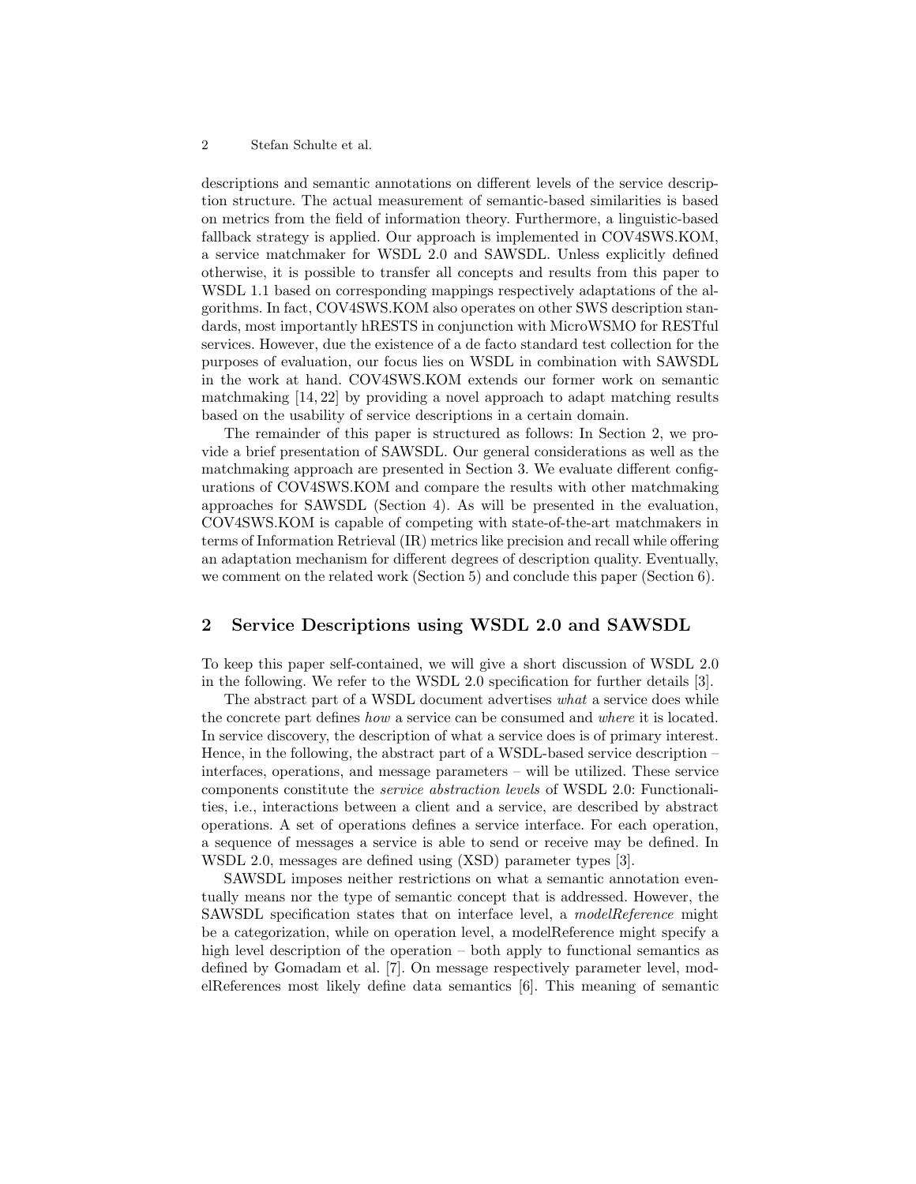descriptions and semantic annotations on different levels of the service description structure. The actual measurement of semantic-based similarities is based on metrics from the field of information theory. Furthermore, a linguistic-based fallback strategy is applied. Our approach is implemented in COV4SWS.KOM, a service matchmaker for WSDL 2.0 and SAWSDL. Unless explicitly defined otherwise, it is possible to transfer all concepts and results from this paper to WSDL 1.1 based on corresponding mappings respectively adaptations of the algorithms. In fact, COV4SWS.KOM also operates on other SWS description standards, most importantly hRESTS in conjunction with MicroWSMO for RESTful services. However, due the existence of a de facto standard test collection for the purposes of evaluation, our focus lies on WSDL in combination with SAWSDL in the work at hand. COV4SWS.KOM extends our former work on semantic matchmaking [14, 22] by providing a novel approach to adapt matching results based on the usability of service descriptions in a certain domain.

The remainder of this paper is structured as follows: In Section 2, we provide a brief presentation of SAWSDL. Our general considerations as well as the matchmaking approach are presented in Section 3. We evaluate different configurations of COV4SWS.KOM and compare the results with other matchmaking approaches for SAWSDL (Section 4). As will be presented in the evaluation, COV4SWS.KOM is capable of competing with state-of-the-art matchmakers in terms of Information Retrieval (IR) metrics like precision and recall while offering an adaptation mechanism for different degrees of description quality. Eventually, we comment on the related work (Section 5) and conclude this paper (Section 6).

## 2 Service Descriptions using WSDL 2.0 and SAWSDL

To keep this paper self-contained, we will give a short discussion of WSDL 2.0 in the following. We refer to the WSDL 2.0 specification for further details [3].

The abstract part of a WSDL document advertises *what* a service does while the concrete part defines *how* a service can be consumed and *where* it is located. In service discovery, the description of what a service does is of primary interest. Hence, in the following, the abstract part of a WSDL-based service description – interfaces, operations, and message parameters – will be utilized. These service components constitute the *service abstraction levels* of WSDL 2.0: Functionalities, i.e., interactions between a client and a service, are described by abstract operations. A set of operations defines a service interface. For each operation, a sequence of messages a service is able to send or receive may be defined. In WSDL 2.0, messages are defined using (XSD) parameter types [3].

SAWSDL imposes neither restrictions on what a semantic annotation eventually means nor the type of semantic concept that is addressed. However, the SAWSDL specification states that on interface level, a *modelReference* might be a categorization, while on operation level, a modelReference might specify a high level description of the operation – both apply to functional semantics as defined by Gomadam et al. [7]. On message respectively parameter level, modelReferences most likely define data semantics [6]. This meaning of semantic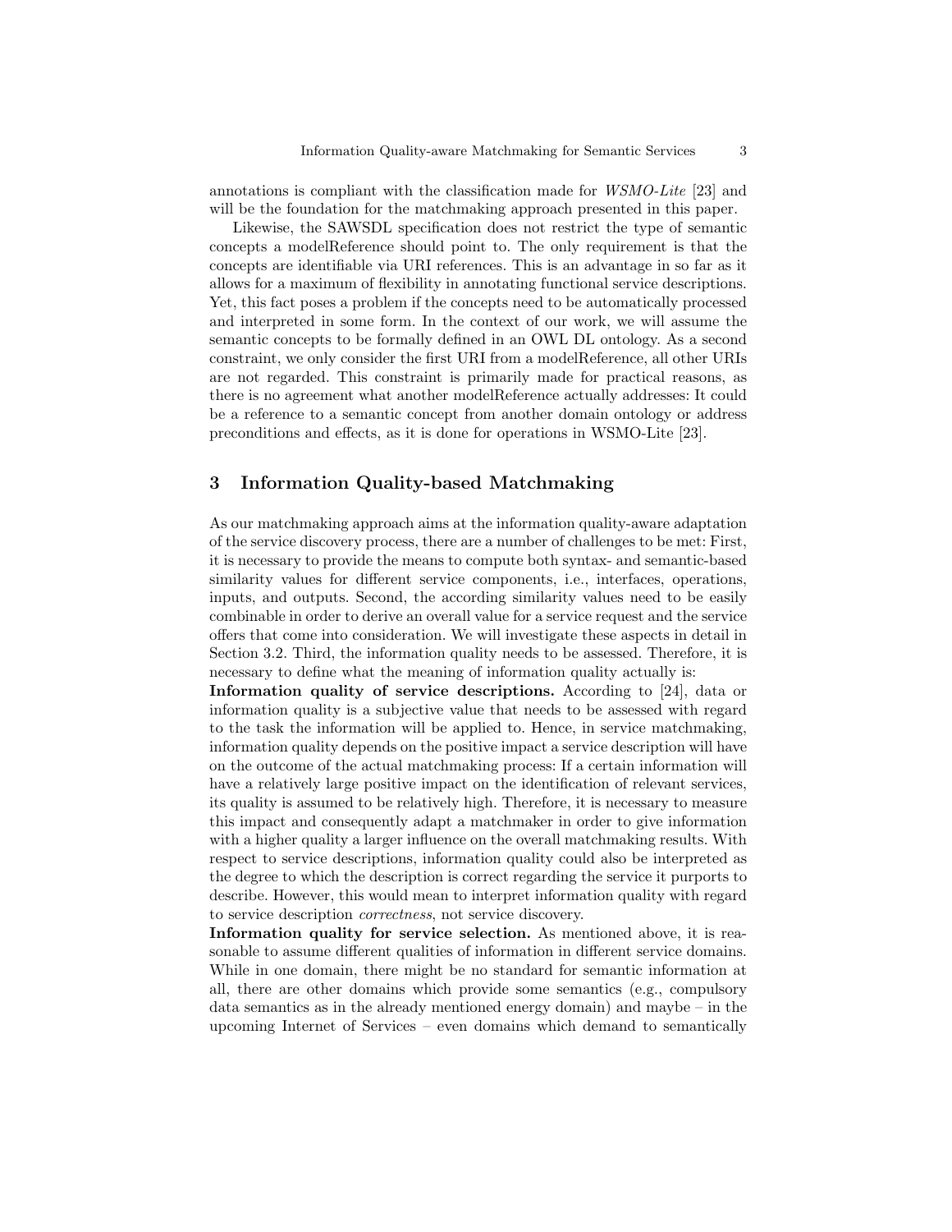annotations is compliant with the classification made for *WSMO-Lite* [23] and will be the foundation for the matchmaking approach presented in this paper.

Likewise, the SAWSDL specification does not restrict the type of semantic concepts a modelReference should point to. The only requirement is that the concepts are identifiable via URI references. This is an advantage in so far as it allows for a maximum of flexibility in annotating functional service descriptions. Yet, this fact poses a problem if the concepts need to be automatically processed and interpreted in some form. In the context of our work, we will assume the semantic concepts to be formally defined in an OWL DL ontology. As a second constraint, we only consider the first URI from a modelReference, all other URIs are not regarded. This constraint is primarily made for practical reasons, as there is no agreement what another modelReference actually addresses: It could be a reference to a semantic concept from another domain ontology or address preconditions and effects, as it is done for operations in WSMO-Lite [23].

## 3 Information Quality-based Matchmaking

As our matchmaking approach aims at the information quality-aware adaptation of the service discovery process, there are a number of challenges to be met: First, it is necessary to provide the means to compute both syntax- and semantic-based similarity values for different service components, i.e., interfaces, operations, inputs, and outputs. Second, the according similarity values need to be easily combinable in order to derive an overall value for a service request and the service offers that come into consideration. We will investigate these aspects in detail in Section 3.2. Third, the information quality needs to be assessed. Therefore, it is necessary to define what the meaning of information quality actually is:

**Information quality of service descriptions.** According to [24], data or information quality is a subjective value that needs to be assessed with regard to the task the information will be applied to. Hence, in service matchmaking, information quality depends on the positive impact a service description will have on the outcome of the actual matchmaking process: If a certain information will have a relatively large positive impact on the identification of relevant services, its quality is assumed to be relatively high. Therefore, it is necessary to measure this impact and consequently adapt a matchmaker in order to give information with a higher quality a larger influence on the overall matchmaking results. With respect to service descriptions, information quality could also be interpreted as the degree to which the description is correct regarding the service it purports to describe. However, this would mean to interpret information quality with regard to service description *correctness*, not service discovery.

**Information quality for service selection.** As mentioned above, it is reasonable to assume different qualities of information in different service domains. While in one domain, there might be no standard for semantic information at all, there are other domains which provide some semantics (e.g., compulsory data semantics as in the already mentioned energy domain) and maybe – in the upcoming Internet of Services – even domains which demand to semantically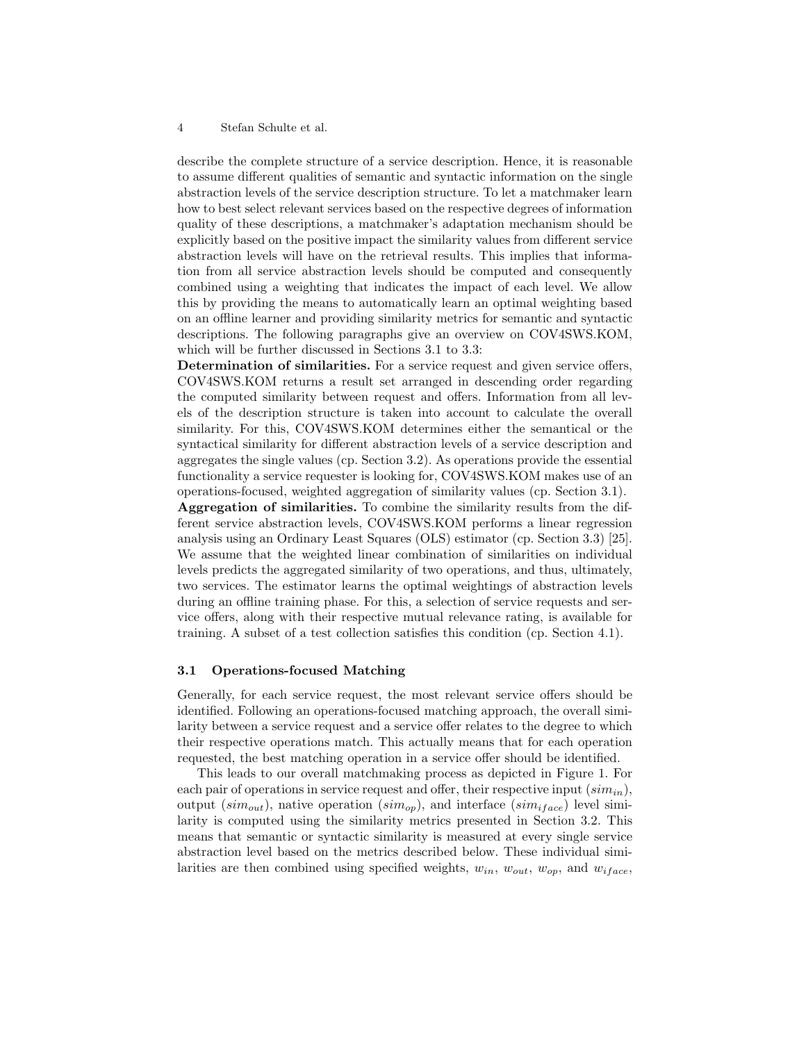describe the complete structure of a service description. Hence, it is reasonable to assume different qualities of semantic and syntactic information on the single abstraction levels of the service description structure. To let a matchmaker learn how to best select relevant services based on the respective degrees of information quality of these descriptions, a matchmaker's adaptation mechanism should be explicitly based on the positive impact the similarity values from different service abstraction levels will have on the retrieval results. This implies that information from all service abstraction levels should be computed and consequently combined using a weighting that indicates the impact of each level. We allow this by providing the means to automatically learn an optimal weighting based on an offline learner and providing similarity metrics for semantic and syntactic descriptions. The following paragraphs give an overview on COV4SWS.KOM, which will be further discussed in Sections 3.1 to 3.3:

**Determination of similarities.** For a service request and given service offers, COV4SWS.KOM returns a result set arranged in descending order regarding the computed similarity between request and offers. Information from all levels of the description structure is taken into account to calculate the overall similarity. For this, COV4SWS.KOM determines either the semantical or the syntactical similarity for different abstraction levels of a service description and aggregates the single values (cp. Section 3.2). As operations provide the essential functionality a service requester is looking for, COV4SWS.KOM makes use of an operations-focused, weighted aggregation of similarity values (cp. Section 3.1).

**Aggregation of similarities.** To combine the similarity results from the different service abstraction levels, COV4SWS.KOM performs a linear regression analysis using an Ordinary Least Squares (OLS) estimator (cp. Section 3.3) [25]. We assume that the weighted linear combination of similarities on individual levels predicts the aggregated similarity of two operations, and thus, ultimately, two services. The estimator learns the optimal weightings of abstraction levels during an offline training phase. For this, a selection of service requests and service offers, along with their respective mutual relevance rating, is available for training. A subset of a test collection satisfies this condition (cp. Section 4.1).

### 3.1 Operations-focused Matching

Generally, for each service request, the most relevant service offers should be identified. Following an operations-focused matching approach, the overall similarity between a service request and a service offer relates to the degree to which their respective operations match. This actually means that for each operation requested, the best matching operation in a service offer should be identified.

This leads to our overall matchmaking process as depicted in Figure 1. For each pair of operations in service request and offer, their respective input ($sim_{in}$), output ($sim_{out}$), native operation ($sim_{op}$), and interface ($sim_{iface}$) level similarity is computed using the similarity metrics presented in Section 3.2. This means that semantic or syntactic similarity is measured at every single service abstraction level based on the metrics described below. These individual similarities are then combined using specified weights, $w_{in}$, $w_{out}$, $w_{op}$, and $w_{iface}$,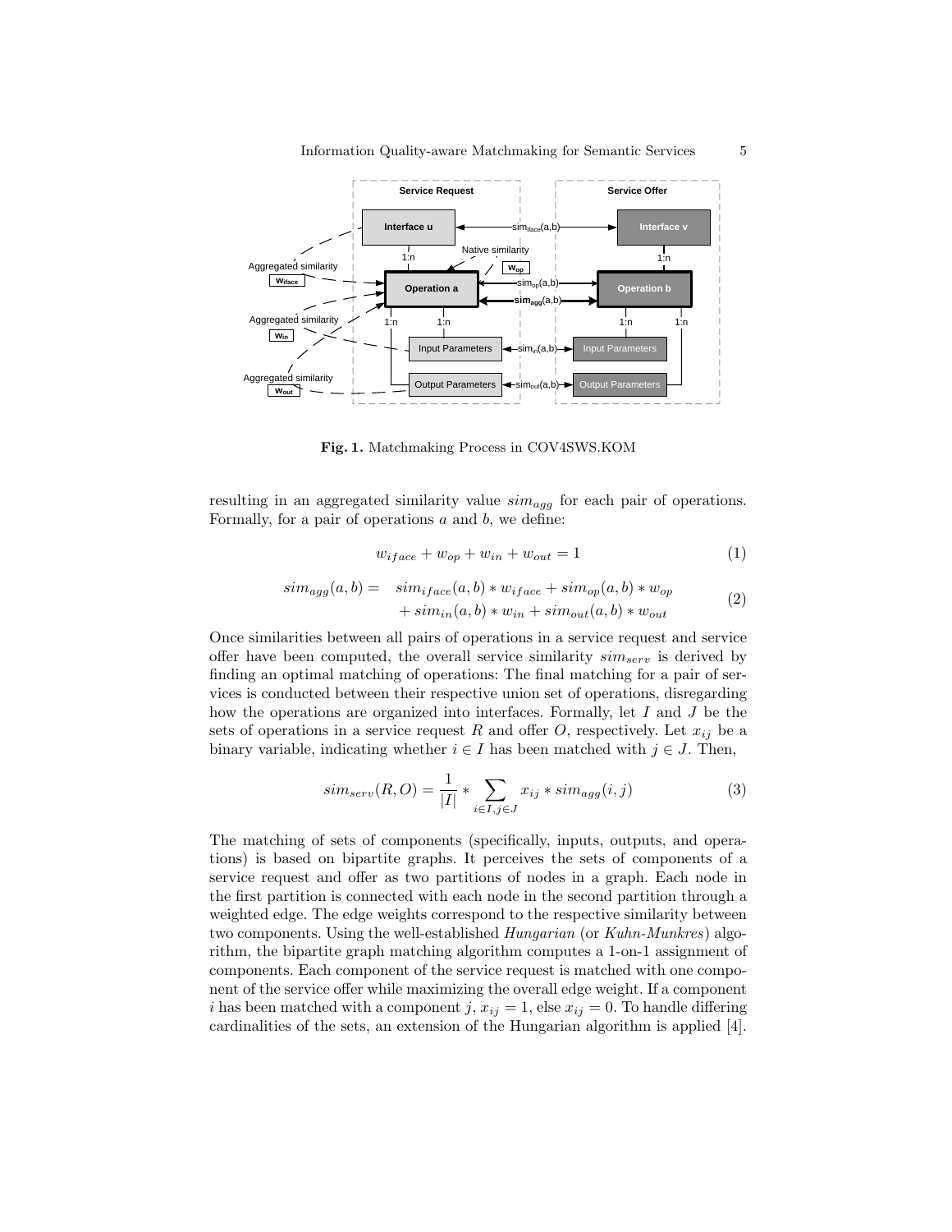Fig. 1. Matchmaking Process in COV4SWS.KOM

resulting in an aggregated similarity value $sim_{agg}$ for each pair of operations. Formally, for a pair of operations $a$ and $b$, we define:

$$w_{iface} + w_{op} + w_{in} + w_{out} = 1 \tag{1}$$

$$\begin{aligned} sim_{agg}(a,b) = \quad & sim_{iface}(a,b) * w_{iface} + sim_{op}(a,b) * w_{op} \\ & + sim_{in}(a,b) * w_{in} + sim_{out}(a,b) * w_{out} \end{aligned} \tag{2}$$

Once similarities between all pairs of operations in a service request and service offer have been computed, the overall service similarity $sim_{serv}$ is derived by finding an optimal matching of operations: The final matching for a pair of services is conducted between their respective union set of operations, disregarding how the operations are organized into interfaces. Formally, let $I$ and $J$ be the sets of operations in a service request $R$ and offer $O$, respectively. Let $x_{ij}$ be a binary variable, indicating whether $i \in I$ has been matched with $j \in J$. Then,

$$sim_{serv}(R,O) = \frac{1}{|I|} * \sum_{i \in I, j \in J} x_{ij} * sim_{agg}(i,j) \tag{3}$$

The matching of sets of components (specifically, inputs, outputs, and operations) is based on bipartite graphs. It perceives the sets of components of a service request and offer as two partitions of nodes in a graph. Each node in the first partition is connected with each node in the second partition through a weighted edge. The edge weights correspond to the respective similarity between two components. Using the well-established *Hungarian* (or *Kuhn-Munkres*) algorithm, the bipartite graph matching algorithm computes a 1-on-1 assignment of components. Each component of the service request is matched with one component of the service offer while maximizing the overall edge weight. If a component $i$ has been matched with a component $j$, $x_{ij} = 1$, else $x_{ij} = 0$. To handle differing cardinalities of the sets, an extension of the Hungarian algorithm is applied [4].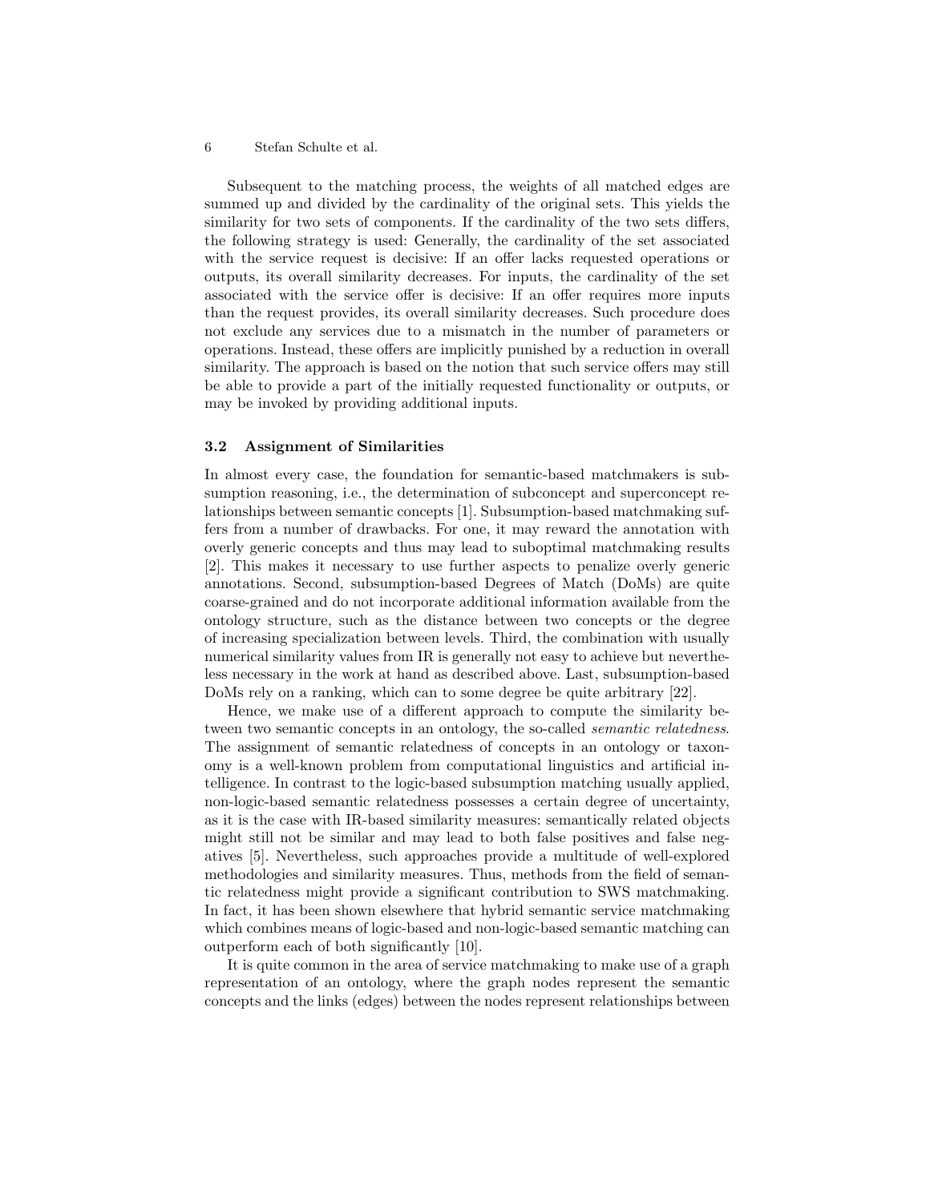Subsequent to the matching process, the weights of all matched edges are summed up and divided by the cardinality of the original sets. This yields the similarity for two sets of components. If the cardinality of the two sets differs, the following strategy is used: Generally, the cardinality of the set associated with the service request is decisive: If an offer lacks requested operations or outputs, its overall similarity decreases. For inputs, the cardinality of the set associated with the service offer is decisive: If an offer requires more inputs than the request provides, its overall similarity decreases. Such procedure does not exclude any services due to a mismatch in the number of parameters or operations. Instead, these offers are implicitly punished by a reduction in overall similarity. The approach is based on the notion that such service offers may still be able to provide a part of the initially requested functionality or outputs, or may be invoked by providing additional inputs.

### 3.2 Assignment of Similarities

In almost every case, the foundation for semantic-based matchmakers is subsumption reasoning, i.e., the determination of subconcept and superconcept relationships between semantic concepts [1]. Subsumption-based matchmaking suffers from a number of drawbacks. For one, it may reward the annotation with overly generic concepts and thus may lead to suboptimal matchmaking results [2]. This makes it necessary to use further aspects to penalize overly generic annotations. Second, subsumption-based Degrees of Match (DoMs) are quite coarse-grained and do not incorporate additional information available from the ontology structure, such as the distance between two concepts or the degree of increasing specialization between levels. Third, the combination with usually numerical similarity values from IR is generally not easy to achieve but nevertheless necessary in the work at hand as described above. Last, subsumption-based DoMs rely on a ranking, which can to some degree be quite arbitrary [22].

Hence, we make use of a different approach to compute the similarity between two semantic concepts in an ontology, the so-called *semantic relatedness*. The assignment of semantic relatedness of concepts in an ontology or taxonomy is a well-known problem from computational linguistics and artificial intelligence. In contrast to the logic-based subsumption matching usually applied, non-logic-based semantic relatedness possesses a certain degree of uncertainty, as it is the case with IR-based similarity measures: semantically related objects might still not be similar and may lead to both false positives and false negatives [5]. Nevertheless, such approaches provide a multitude of well-explored methodologies and similarity measures. Thus, methods from the field of semantic relatedness might provide a significant contribution to SWS matchmaking. In fact, it has been shown elsewhere that hybrid semantic service matchmaking which combines means of logic-based and non-logic-based semantic matching can outperform each of both significantly [10].

It is quite common in the area of service matchmaking to make use of a graph representation of an ontology, where the graph nodes represent the semantic concepts and the links (edges) between the nodes represent relationships between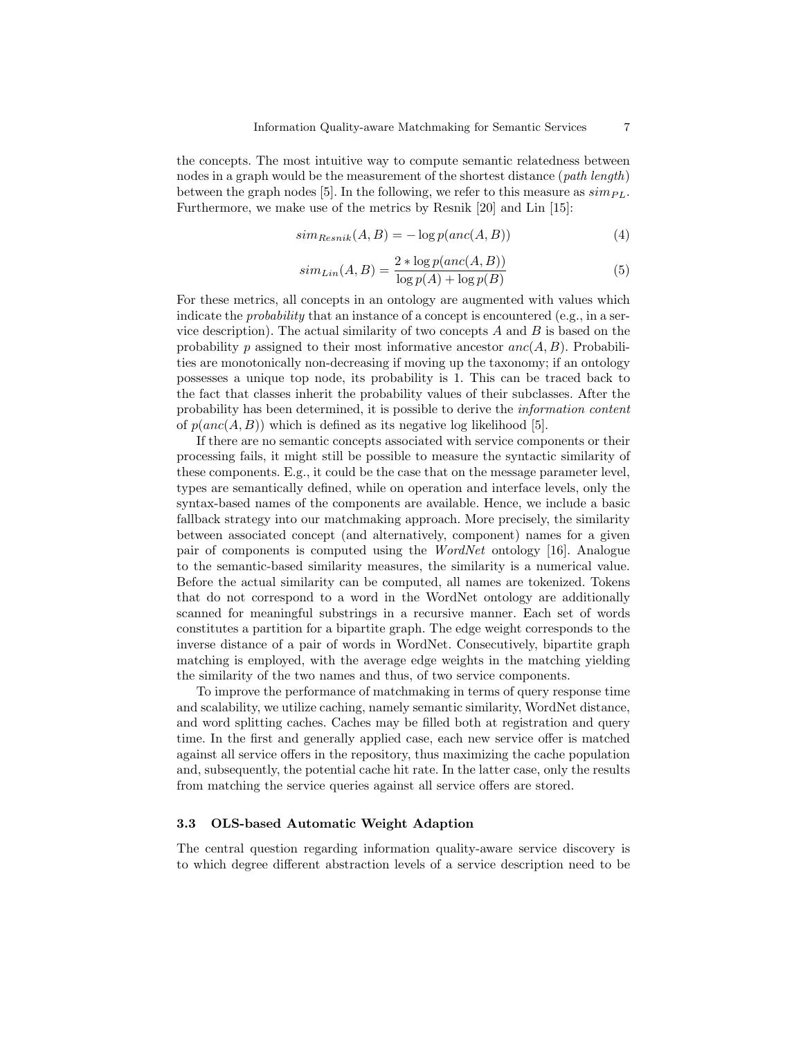the concepts. The most intuitive way to compute semantic relatedness between nodes in a graph would be the measurement of the shortest distance (*path length*) between the graph nodes [5]. In the following, we refer to this measure as $sim_{PL}$. Furthermore, we make use of the metrics by Resnik [20] and Lin [15]:

$$sim_{Resnik}(A, B) = -\log p(anc(A, B)) \tag{4}$$

$$sim_{Lin}(A, B) = \frac{2 * \log p(anc(A, B))}{\log p(A) + \log p(B)} \tag{5}$$

For these metrics, all concepts in an ontology are augmented with values which indicate the *probability* that an instance of a concept is encountered (e.g., in a service description). The actual similarity of two concepts $A$ and $B$ is based on the probability $p$ assigned to their most informative ancestor $anc(A, B)$. Probabilities are monotonically non-decreasing if moving up the taxonomy; if an ontology possesses a unique top node, its probability is 1. This can be traced back to the fact that classes inherit the probability values of their subclasses. After the probability has been determined, it is possible to derive the *information content* of $p(anc(A, B))$ which is defined as its negative log likelihood [5].

If there are no semantic concepts associated with service components or their processing fails, it might still be possible to measure the syntactic similarity of these components. E.g., it could be the case that on the message parameter level, types are semantically defined, while on operation and interface levels, only the syntax-based names of the components are available. Hence, we include a basic fallback strategy into our matchmaking approach. More precisely, the similarity between associated concept (and alternatively, component) names for a given pair of components is computed using the *WordNet* ontology [16]. Analogue to the semantic-based similarity measures, the similarity is a numerical value. Before the actual similarity can be computed, all names are tokenized. Tokens that do not correspond to a word in the WordNet ontology are additionally scanned for meaningful substrings in a recursive manner. Each set of words constitutes a partition for a bipartite graph. The edge weight corresponds to the inverse distance of a pair of words in WordNet. Consecutively, bipartite graph matching is employed, with the average edge weights in the matching yielding the similarity of the two names and thus, of two service components.

To improve the performance of matchmaking in terms of query response time and scalability, we utilize caching, namely semantic similarity, WordNet distance, and word splitting caches. Caches may be filled both at registration and query time. In the first and generally applied case, each new service offer is matched against all service offers in the repository, thus maximizing the cache population and, subsequently, the potential cache hit rate. In the latter case, only the results from matching the service queries against all service offers are stored.

### 3.3 OLS-based Automatic Weight Adaption

The central question regarding information quality-aware service discovery is to which degree different abstraction levels of a service description need to be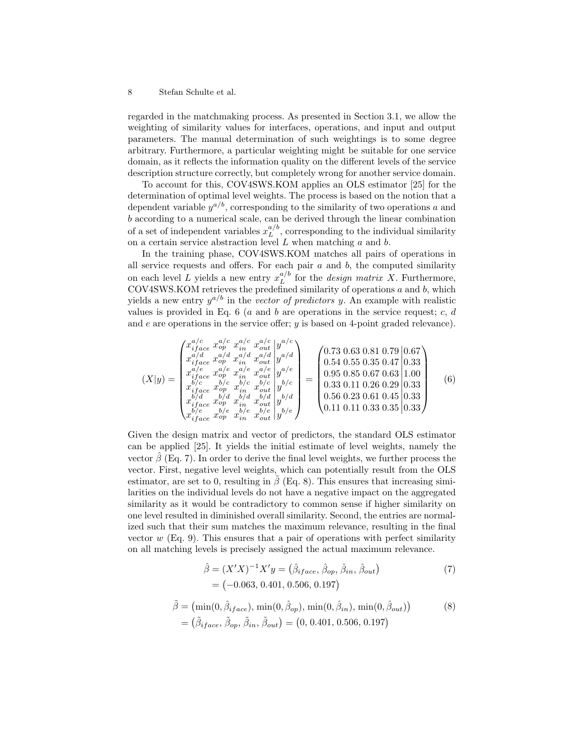regarded in the matchmaking process. As presented in Section 3.1, we allow the weighting of similarity values for interfaces, operations, and input and output parameters. The manual determination of such weightings is to some degree arbitrary. Furthermore, a particular weighting might be suitable for one service domain, as it reflects the information quality on the different levels of the service description structure correctly, but completely wrong for another service domain.

To account for this, COV4SWS.KOM applies an OLS estimator [25] for the determination of optimal level weights. The process is based on the notion that a dependent variable $y^{a/b}$, corresponding to the similarity of two operations $a$ and $b$ according to a numerical scale, can be derived through the linear combination of a set of independent variables $x_L^{a/b}$, corresponding to the individual similarity on a certain service abstraction level $L$ when matching $a$ and $b$.

In the training phase, COV4SWS.KOM matches all pairs of operations in all service requests and offers. For each pair $a$ and $b$, the computed similarity on each level $L$ yields a new entry $x_L^{a/b}$ for the *design matrix* $X$. Furthermore, COV4SWS.KOM retrieves the predefined similarity of operations $a$ and $b$, which yields a new entry $y^{a/b}$ in the *vector of predictors* $y$. An example with realistic values is provided in Eq. 6 ($a$ and $b$ are operations in the service request; $c$, $d$ and $e$ are operations in the service offer; $y$ is based on 4-point graded relevance).

$$(X|y) = \left(\begin{array}{cccc|c} x_{iface}^{a/c} & x_{op}^{a/c} & x_{in}^{a/c} & x_{out}^{a/c} & y^{a/c} \\ x_{iface}^{a/d} & x_{op}^{a/d} & x_{in}^{a/d} & x_{out}^{a/d} & y^{a/d} \\ x_{iface}^{a/e} & x_{op}^{a/e} & x_{in}^{a/e} & x_{out}^{a/e} & y^{a/e} \\ x_{iface}^{b/c} & x_{op}^{b/c} & x_{in}^{b/c} & x_{out}^{b/c} & y^{b/c} \\ x_{iface}^{b/d} & x_{op}^{b/d} & x_{in}^{b/d} & x_{out}^{b/d} & y^{b/d} \\ x_{iface}^{b/e} & x_{op}^{b/e} & x_{in}^{b/e} & x_{out}^{b/e} & y^{b/e} \end{array}\right) = \left(\begin{array}{cccc|c} 0.73 & 0.63 & 0.81 & 0.79 & 0.67 \\ 0.54 & 0.55 & 0.35 & 0.47 & 0.33 \\ 0.95 & 0.85 & 0.67 & 0.63 & 1.00 \\ 0.33 & 0.11 & 0.26 & 0.29 & 0.33 \\ 0.56 & 0.23 & 0.61 & 0.45 & 0.33 \\ 0.11 & 0.11 & 0.33 & 0.35 & 0.33 \end{array}\right) \tag{6}$$

Given the design matrix and vector of predictors, the standard OLS estimator can be applied [25]. It yields the initial estimate of level weights, namely the vector $\hat{\beta}$ (Eq. 7). In order to derive the final level weights, we further process the vector. First, negative level weights, which can potentially result from the OLS estimator, are set to 0, resulting in $\tilde{\beta}$ (Eq. 8). This ensures that increasing similarities on the individual levels do not have a negative impact on the aggregated similarity as it would be contradictory to common sense if higher similarity on one level resulted in diminished overall similarity. Second, the entries are normalized such that their sum matches the maximum relevance, resulting in the final vector $w$ (Eq. 9). This ensures that a pair of operations with perfect similarity on all matching levels is precisely assigned the actual maximum relevance.

$$\begin{aligned} \hat{\beta} &= (X'X)^{-1}X'y = \left(\hat{\beta}_{iface}, \hat{\beta}_{op}, \hat{\beta}_{in}, \hat{\beta}_{out}\right) \\ &= \left(-0.063, 0.401, 0.506, 0.197\right) \end{aligned} \tag{7}$$

$$\begin{aligned} \tilde{\beta} &= \left(\min(0, \hat{\beta}_{iface}), \min(0, \hat{\beta}_{op}), \min(0, \hat{\beta}_{in}), \min(0, \hat{\beta}_{out})\right) \\ &= \left(\tilde{\beta}_{iface}, \tilde{\beta}_{op}, \tilde{\beta}_{in}, \tilde{\beta}_{out}\right) = \left(0, 0.401, 0.506, 0.197\right) \end{aligned} \tag{8}$$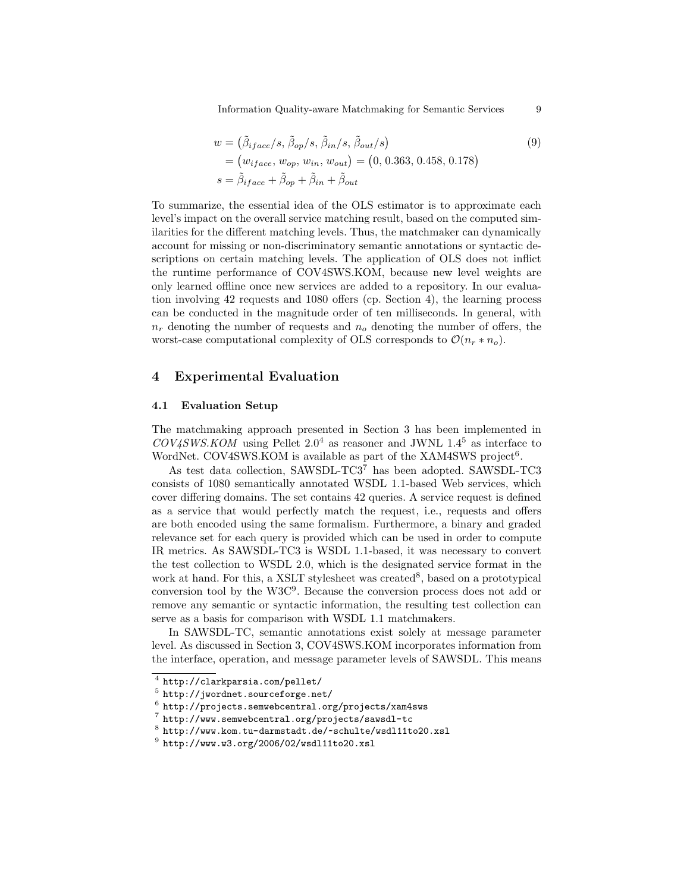$$
\begin{aligned}
w &= \left(\tilde{\beta}_{iface}/s,\, \tilde{\beta}_{op}/s,\, \tilde{\beta}_{in}/s,\, \tilde{\beta}_{out}/s\right) \\
&= \left(w_{iface},\, w_{op},\, w_{in},\, w_{out}\right) = \left(0,\, 0.363,\, 0.458,\, 0.178\right) \\
s &= \tilde{\beta}_{iface} + \tilde{\beta}_{op} + \tilde{\beta}_{in} + \tilde{\beta}_{out}
\end{aligned} \tag{9}
$$

To summarize, the essential idea of the OLS estimator is to approximate each level's impact on the overall service matching result, based on the computed similarities for the different matching levels. Thus, the matchmaker can dynamically account for missing or non-discriminatory semantic annotations or syntactic descriptions on certain matching levels. The application of OLS does not inflict the runtime performance of COV4SWS.KOM, because new level weights are only learned offline once new services are added to a repository. In our evaluation involving 42 requests and 1080 offers (cp. Section 4), the learning process can be conducted in the magnitude order of ten milliseconds. In general, with $n_r$ denoting the number of requests and $n_o$ denoting the number of offers, the worst-case computational complexity of OLS corresponds to $\mathcal{O}(n_r * n_o)$.

## 4 Experimental Evaluation

### 4.1 Evaluation Setup

The matchmaking approach presented in Section 3 has been implemented in *COV4SWS.KOM* using Pellet 2.0[4] as reasoner and JWNL 1.4[5] as interface to WordNet. COV4SWS.KOM is available as part of the XAM4SWS project[6].

As test data collection, SAWSDL-TC3[7] has been adopted. SAWSDL-TC3 consists of 1080 semantically annotated WSDL 1.1-based Web services, which cover differing domains. The set contains 42 queries. A service request is defined as a service that would perfectly match the request, i.e., requests and offers are both encoded using the same formalism. Furthermore, a binary and graded relevance set for each query is provided which can be used in order to compute IR metrics. As SAWSDL-TC3 is WSDL 1.1-based, it was necessary to convert the test collection to WSDL 2.0, which is the designated service format in the work at hand. For this, a XSLT stylesheet was created[8], based on a prototypical conversion tool by the W3C[9]. Because the conversion process does not add or remove any semantic or syntactic information, the resulting test collection can serve as a basis for comparison with WSDL 1.1 matchmakers.

In SAWSDL-TC, semantic annotations exist solely at message parameter level. As discussed in Section 3, COV4SWS.KOM incorporates information from the interface, operation, and message parameter levels of SAWSDL. This means

[4] `http://clarkparsia.com/pellet/`

[5] `http://jwordnet.sourceforge.net/`

[6] `http://projects.semwebcentral.org/projects/xam4sws`

[7] `http://www.semwebcentral.org/projects/sawsdl-tc`

[8] `http://www.kom.tu-darmstadt.de/~schulte/wsdl11to20.xsl`

[9] `http://www.w3.org/2006/02/wsdl11to20.xsl`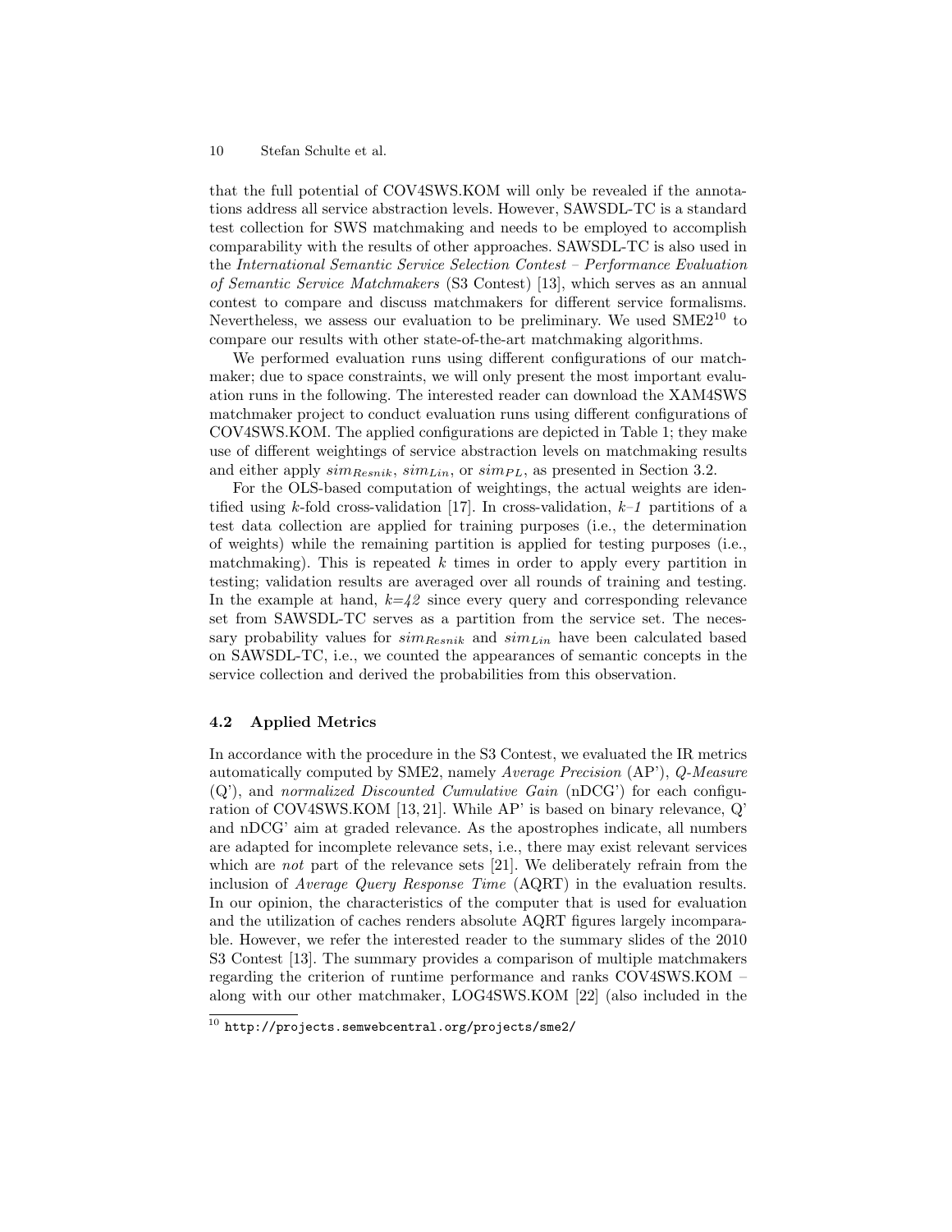that the full potential of COV4SWS.KOM will only be revealed if the annotations address all service abstraction levels. However, SAWSDL-TC is a standard test collection for SWS matchmaking and needs to be employed to accomplish comparability with the results of other approaches. SAWSDL-TC is also used in the *International Semantic Service Selection Contest – Performance Evaluation of Semantic Service Matchmakers* (S3 Contest) [13], which serves as an annual contest to compare and discuss matchmakers for different service formalisms. Nevertheless, we assess our evaluation to be preliminary. We used SME2[10] to compare our results with other state-of-the-art matchmaking algorithms.

We performed evaluation runs using different configurations of our matchmaker; due to space constraints, we will only present the most important evaluation runs in the following. The interested reader can download the XAM4SWS matchmaker project to conduct evaluation runs using different configurations of COV4SWS.KOM. The applied configurations are depicted in Table 1; they make use of different weightings of service abstraction levels on matchmaking results and either apply $sim_{Resnik}$, $sim_{Lin}$, or $sim_{PL}$, as presented in Section 3.2.

For the OLS-based computation of weightings, the actual weights are identified using $k$-fold cross-validation [17]. In cross-validation, $k$–$1$ partitions of a test data collection are applied for training purposes (i.e., the determination of weights) while the remaining partition is applied for testing purposes (i.e., matchmaking). This is repeated $k$ times in order to apply every partition in testing; validation results are averaged over all rounds of training and testing. In the example at hand, $k$=$42$ since every query and corresponding relevance set from SAWSDL-TC serves as a partition from the service set. The necessary probability values for $sim_{Resnik}$ and $sim_{Lin}$ have been calculated based on SAWSDL-TC, i.e., we counted the appearances of semantic concepts in the service collection and derived the probabilities from this observation.

### 4.2 Applied Metrics

In accordance with the procedure in the S3 Contest, we evaluated the IR metrics automatically computed by SME2, namely *Average Precision* (AP'), *Q-Measure* (Q'), and *normalized Discounted Cumulative Gain* (nDCG') for each configuration of COV4SWS.KOM [13, 21]. While AP' is based on binary relevance, Q' and nDCG' aim at graded relevance. As the apostrophes indicate, all numbers are adapted for incomplete relevance sets, i.e., there may exist relevant services which are *not* part of the relevance sets [21]. We deliberately refrain from the inclusion of *Average Query Response Time* (AQRT) in the evaluation results. In our opinion, the characteristics of the computer that is used for evaluation and the utilization of caches renders absolute AQRT figures largely incomparable. However, we refer the interested reader to the summary slides of the 2010 S3 Contest [13]. The summary provides a comparison of multiple matchmakers regarding the criterion of runtime performance and ranks COV4SWS.KOM – along with our other matchmaker, LOG4SWS.KOM [22] (also included in the

[10] http://projects.semwebcentral.org/projects/sme2/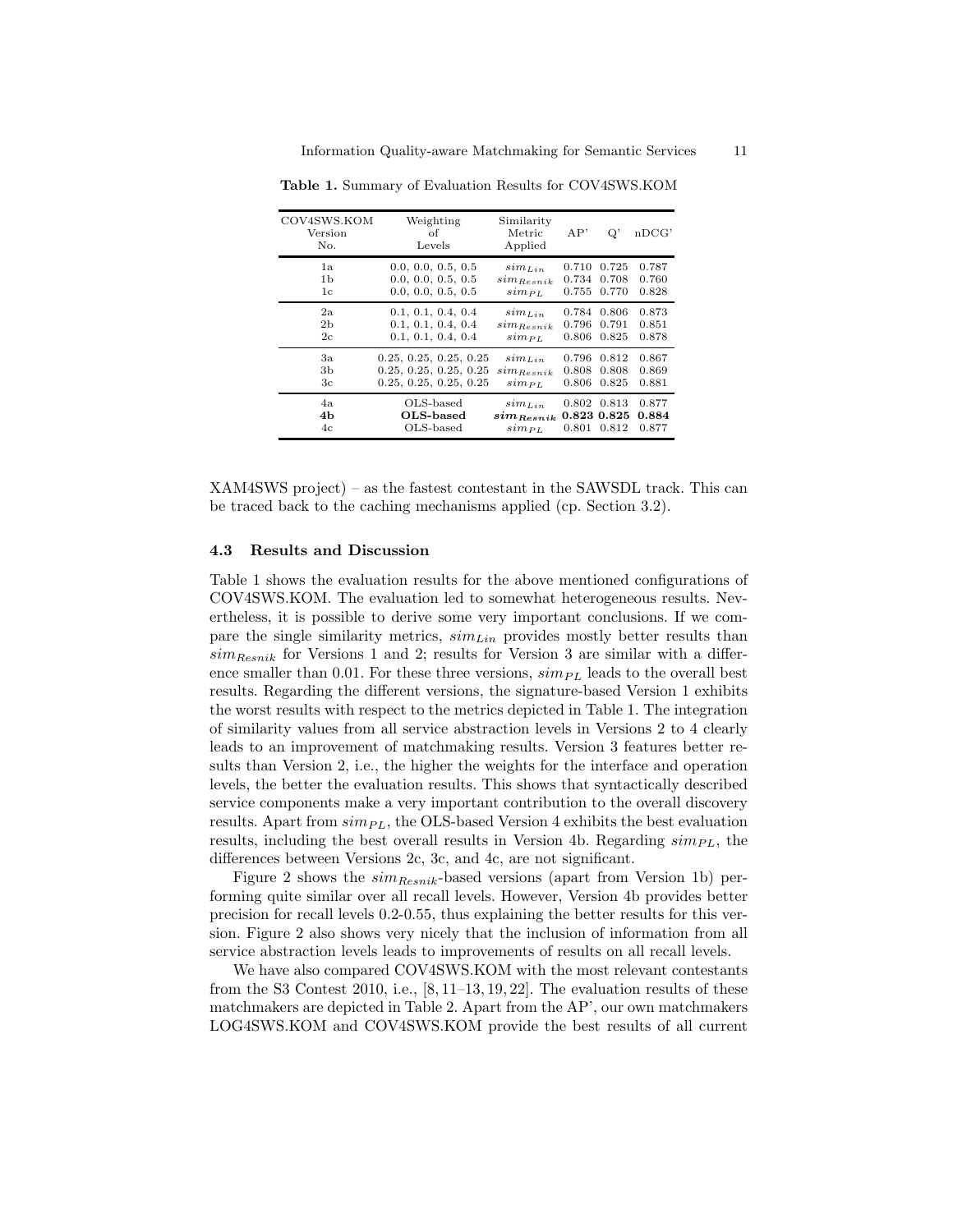**Table 1.** Summary of Evaluation Results for COV4SWS.KOM

| COV4SWS.KOM Version No. | Weighting of Levels | Similarity Metric Applied | AP' | Q' | nDCG' |
|---|---|---|---|---|---|
| 1a | 0.0, 0.0, 0.5, 0.5 | $sim_{Lin}$ | 0.710 | 0.725 | 0.787 |
| 1b | 0.0, 0.0, 0.5, 0.5 | $sim_{Resnik}$ | 0.734 | 0.708 | 0.760 |
| 1c | 0.0, 0.0, 0.5, 0.5 | $sim_{PL}$ | 0.755 | 0.770 | 0.828 |
| 2a | 0.1, 0.1, 0.4, 0.4 | $sim_{Lin}$ | 0.784 | 0.806 | 0.873 |
| 2b | 0.1, 0.1, 0.4, 0.4 | $sim_{Resnik}$ | 0.796 | 0.791 | 0.851 |
| 2c | 0.1, 0.1, 0.4, 0.4 | $sim_{PL}$ | 0.806 | 0.825 | 0.878 |
| 3a | 0.25, 0.25, 0.25, 0.25 | $sim_{Lin}$ | 0.796 | 0.812 | 0.867 |
| 3b | 0.25, 0.25, 0.25, 0.25 | $sim_{Resnik}$ | 0.808 | 0.808 | 0.869 |
| 3c | 0.25, 0.25, 0.25, 0.25 | $sim_{PL}$ | 0.806 | 0.825 | 0.881 |
| 4a | OLS-based | $sim_{Lin}$ | 0.802 | 0.813 | 0.877 |
| **4b** | **OLS-based** | $\boldsymbol{sim_{Resnik}}$ | **0.823** | **0.825** | **0.884** |
| 4c | OLS-based | $sim_{PL}$ | 0.801 | 0.812 | 0.877 |

XAM4SWS project) – as the fastest contestant in the SAWSDL track. This can be traced back to the caching mechanisms applied (cp. Section 3.2).

### 4.3 Results and Discussion

Table 1 shows the evaluation results for the above mentioned configurations of COV4SWS.KOM. The evaluation led to somewhat heterogeneous results. Nevertheless, it is possible to derive some very important conclusions. If we compare the single similarity metrics, $sim_{Lin}$ provides mostly better results than $sim_{Resnik}$ for Versions 1 and 2; results for Version 3 are similar with a difference smaller than 0.01. For these three versions, $sim_{PL}$ leads to the overall best results. Regarding the different versions, the signature-based Version 1 exhibits the worst results with respect to the metrics depicted in Table 1. The integration of similarity values from all service abstraction levels in Versions 2 to 4 clearly leads to an improvement of matchmaking results. Version 3 features better results than Version 2, i.e., the higher the weights for the interface and operation levels, the better the evaluation results. This shows that syntactically described service components make a very important contribution to the overall discovery results. Apart from $sim_{PL}$, the OLS-based Version 4 exhibits the best evaluation results, including the best overall results in Version 4b. Regarding $sim_{PL}$, the differences between Versions 2c, 3c, and 4c, are not significant.

Figure 2 shows the $sim_{Resnik}$-based versions (apart from Version 1b) performing quite similar over all recall levels. However, Version 4b provides better precision for recall levels 0.2-0.55, thus explaining the better results for this version. Figure 2 also shows very nicely that the inclusion of information from all service abstraction levels leads to improvements of results on all recall levels.

We have also compared COV4SWS.KOM with the most relevant contestants from the S3 Contest 2010, i.e., [8, 11–13, 19, 22]. The evaluation results of these matchmakers are depicted in Table 2. Apart from the AP', our own matchmakers LOG4SWS.KOM and COV4SWS.KOM provide the best results of all current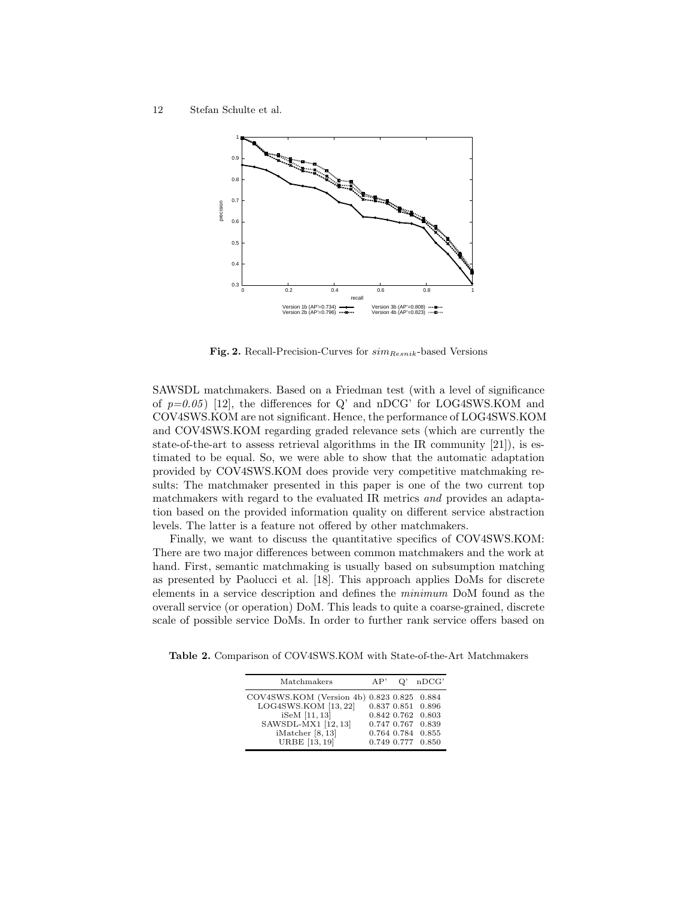**Fig. 2.** Recall-Precision-Curves for $sim_{Resnik}$-based Versions

SAWSDL matchmakers. Based on a Friedman test (with a level of significance of *p=0.05*) [12], the differences for Q' and nDCG' for LOG4SWS.KOM and COV4SWS.KOM are not significant. Hence, the performance of LOG4SWS.KOM and COV4SWS.KOM regarding graded relevance sets (which are currently the state-of-the-art to assess retrieval algorithms in the IR community [21]), is estimated to be equal. So, we were able to show that the automatic adaptation provided by COV4SWS.KOM does provide very competitive matchmaking results: The matchmaker presented in this paper is one of the two current top matchmakers with regard to the evaluated IR metrics *and* provides an adaptation based on the provided information quality on different service abstraction levels. The latter is a feature not offered by other matchmakers.

Finally, we want to discuss the quantitative specifics of COV4SWS.KOM: There are two major differences between common matchmakers and the work at hand. First, semantic matchmaking is usually based on subsumption matching as presented by Paolucci et al. [18]. This approach applies DoMs for discrete elements in a service description and defines the *minimum* DoM found as the overall service (or operation) DoM. This leads to quite a coarse-grained, discrete scale of possible service DoMs. In order to further rank service offers based on

**Table 2.** Comparison of COV4SWS.KOM with State-of-the-Art Matchmakers

| Matchmakers | AP' | Q' | nDCG' |
|---|---|---|---|
| COV4SWS.KOM (Version 4b) | 0.823 | 0.825 | 0.884 |
| LOG4SWS.KOM [13, 22] | 0.837 | 0.851 | 0.896 |
| iSeM [11, 13] | 0.842 | 0.762 | 0.803 |
| SAWSDL-MX1 [12, 13] | 0.747 | 0.767 | 0.839 |
| iMatcher [8, 13] | 0.764 | 0.784 | 0.855 |
| URBE [13, 19] | 0.749 | 0.777 | 0.850 |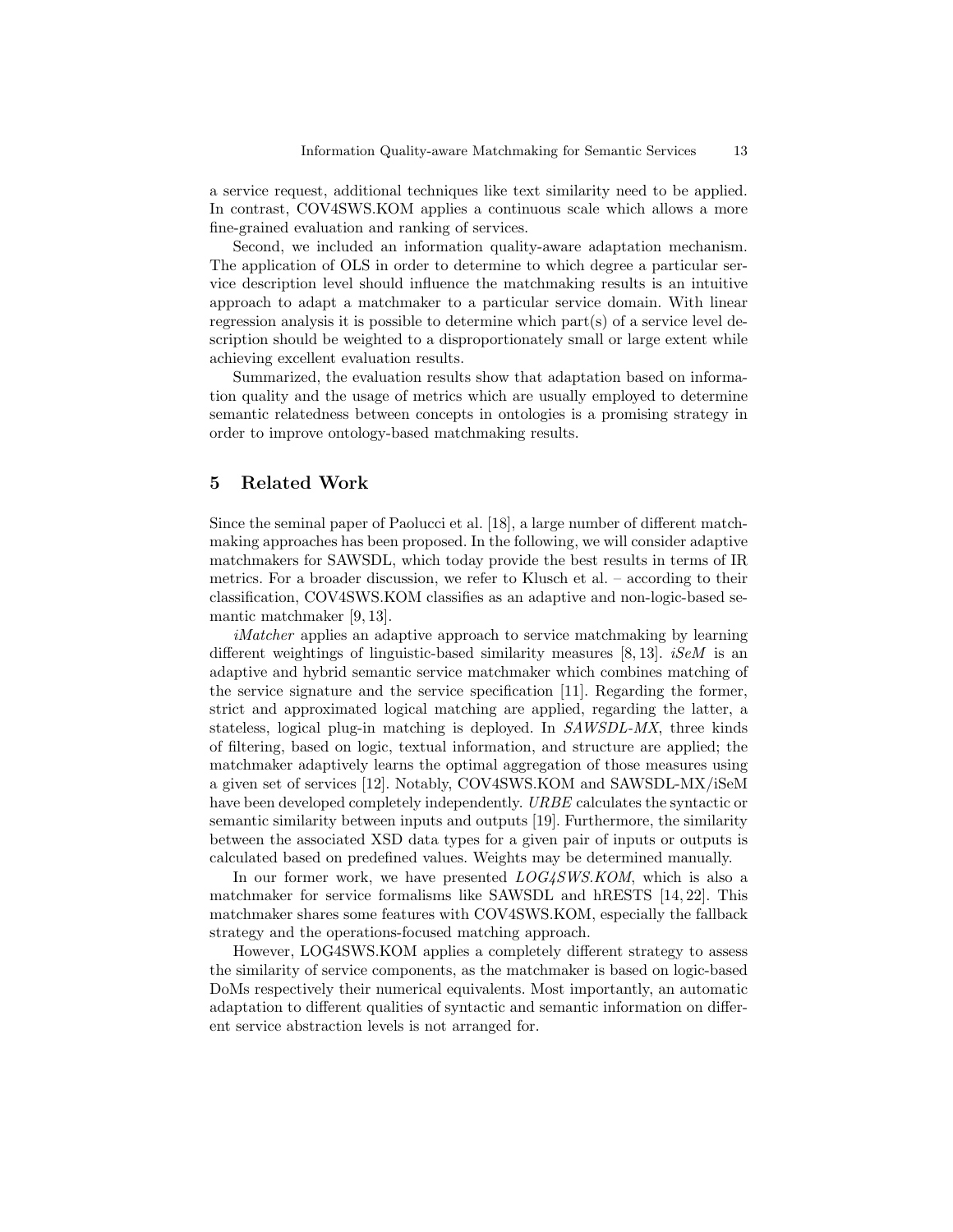a service request, additional techniques like text similarity need to be applied. In contrast, COV4SWS.KOM applies a continuous scale which allows a more fine-grained evaluation and ranking of services.

Second, we included an information quality-aware adaptation mechanism. The application of OLS in order to determine to which degree a particular service description level should influence the matchmaking results is an intuitive approach to adapt a matchmaker to a particular service domain. With linear regression analysis it is possible to determine which part(s) of a service level description should be weighted to a disproportionately small or large extent while achieving excellent evaluation results.

Summarized, the evaluation results show that adaptation based on information quality and the usage of metrics which are usually employed to determine semantic relatedness between concepts in ontologies is a promising strategy in order to improve ontology-based matchmaking results.

## 5 Related Work

Since the seminal paper of Paolucci et al. [18], a large number of different matchmaking approaches has been proposed. In the following, we will consider adaptive matchmakers for SAWSDL, which today provide the best results in terms of IR metrics. For a broader discussion, we refer to Klusch et al. – according to their classification, COV4SWS.KOM classifies as an adaptive and non-logic-based semantic matchmaker [9, 13].

*iMatcher* applies an adaptive approach to service matchmaking by learning different weightings of linguistic-based similarity measures [8, 13]. *iSeM* is an adaptive and hybrid semantic service matchmaker which combines matching of the service signature and the service specification [11]. Regarding the former, strict and approximated logical matching are applied, regarding the latter, a stateless, logical plug-in matching is deployed. In *SAWSDL-MX*, three kinds of filtering, based on logic, textual information, and structure are applied; the matchmaker adaptively learns the optimal aggregation of those measures using a given set of services [12]. Notably, COV4SWS.KOM and SAWSDL-MX/iSeM have been developed completely independently. *URBE* calculates the syntactic or semantic similarity between inputs and outputs [19]. Furthermore, the similarity between the associated XSD data types for a given pair of inputs or outputs is calculated based on predefined values. Weights may be determined manually.

In our former work, we have presented *LOG4SWS.KOM*, which is also a matchmaker for service formalisms like SAWSDL and hRESTS [14, 22]. This matchmaker shares some features with COV4SWS.KOM, especially the fallback strategy and the operations-focused matching approach.

However, LOG4SWS.KOM applies a completely different strategy to assess the similarity of service components, as the matchmaker is based on logic-based DoMs respectively their numerical equivalents. Most importantly, an automatic adaptation to different qualities of syntactic and semantic information on different service abstraction levels is not arranged for.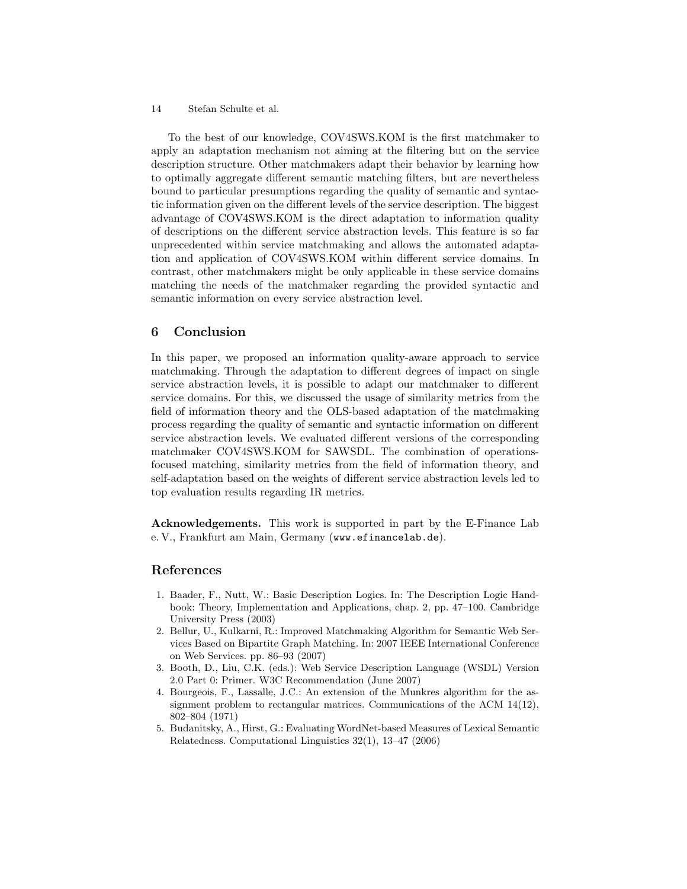To the best of our knowledge, COV4SWS.KOM is the first matchmaker to apply an adaptation mechanism not aiming at the filtering but on the service description structure. Other matchmakers adapt their behavior by learning how to optimally aggregate different semantic matching filters, but are nevertheless bound to particular presumptions regarding the quality of semantic and syntactic information given on the different levels of the service description. The biggest advantage of COV4SWS.KOM is the direct adaptation to information quality of descriptions on the different service abstraction levels. This feature is so far unprecedented within service matchmaking and allows the automated adaptation and application of COV4SWS.KOM within different service domains. In contrast, other matchmakers might be only applicable in these service domains matching the needs of the matchmaker regarding the provided syntactic and semantic information on every service abstraction level.

## 6 Conclusion

In this paper, we proposed an information quality-aware approach to service matchmaking. Through the adaptation to different degrees of impact on single service abstraction levels, it is possible to adapt our matchmaker to different service domains. For this, we discussed the usage of similarity metrics from the field of information theory and the OLS-based adaptation of the matchmaking process regarding the quality of semantic and syntactic information on different service abstraction levels. We evaluated different versions of the corresponding matchmaker COV4SWS.KOM for SAWSDL. The combination of operations-focused matching, similarity metrics from the field of information theory, and self-adaptation based on the weights of different service abstraction levels led to top evaluation results regarding IR metrics.

**Acknowledgements.** This work is supported in part by the E-Finance Lab e. V., Frankfurt am Main, Germany (www.efinancelab.de).

## References

1. Baader, F., Nutt, W.: Basic Description Logics. In: The Description Logic Handbook: Theory, Implementation and Applications, chap. 2, pp. 47–100. Cambridge University Press (2003)
2. Bellur, U., Kulkarni, R.: Improved Matchmaking Algorithm for Semantic Web Services Based on Bipartite Graph Matching. In: 2007 IEEE International Conference on Web Services. pp. 86–93 (2007)
3. Booth, D., Liu, C.K. (eds.): Web Service Description Language (WSDL) Version 2.0 Part 0: Primer. W3C Recommendation (June 2007)
4. Bourgeois, F., Lassalle, J.C.: An extension of the Munkres algorithm for the assignment problem to rectangular matrices. Communications of the ACM 14(12), 802–804 (1971)
5. Budanitsky, A., Hirst, G.: Evaluating WordNet-based Measures of Lexical Semantic Relatedness. Computational Linguistics 32(1), 13–47 (2006)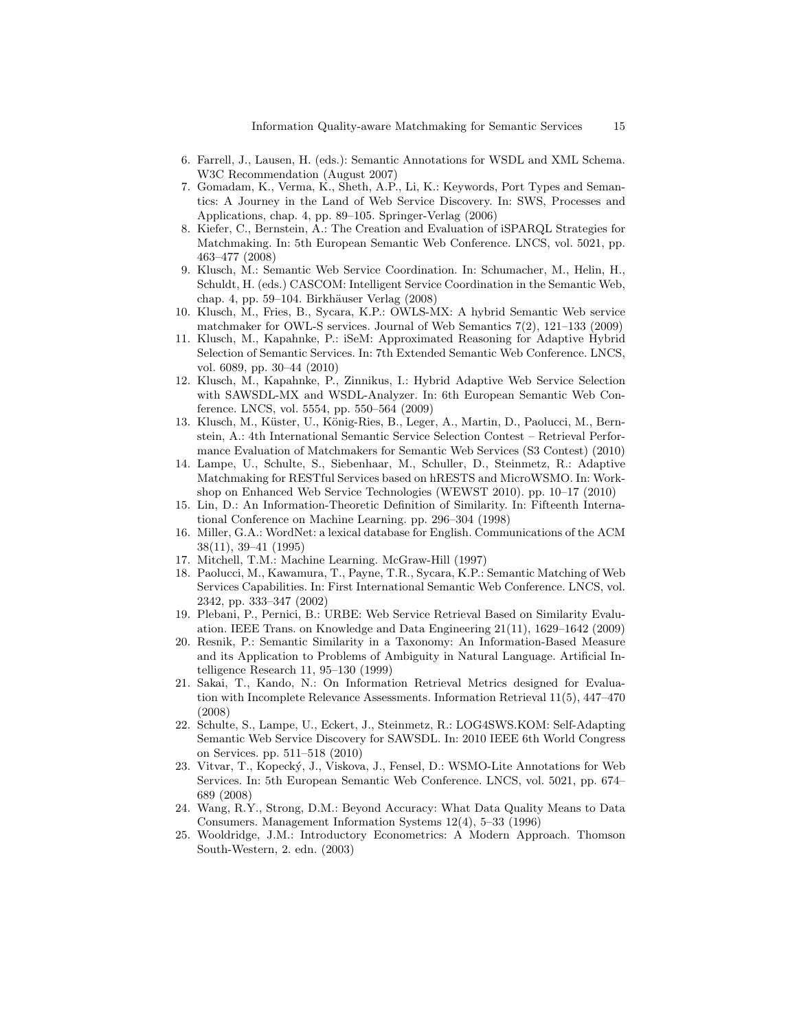6. Farrell, J., Lausen, H. (eds.): Semantic Annotations for WSDL and XML Schema. W3C Recommendation (August 2007)
7. Gomadam, K., Verma, K., Sheth, A.P., Li, K.: Keywords, Port Types and Semantics: A Journey in the Land of Web Service Discovery. In: SWS, Processes and Applications, chap. 4, pp. 89–105. Springer-Verlag (2006)
8. Kiefer, C., Bernstein, A.: The Creation and Evaluation of iSPARQL Strategies for Matchmaking. In: 5th European Semantic Web Conference. LNCS, vol. 5021, pp. 463–477 (2008)
9. Klusch, M.: Semantic Web Service Coordination. In: Schumacher, M., Helin, H., Schuldt, H. (eds.) CASCOM: Intelligent Service Coordination in the Semantic Web, chap. 4, pp. 59–104. Birkhäuser Verlag (2008)
10. Klusch, M., Fries, B., Sycara, K.P.: OWLS-MX: A hybrid Semantic Web service matchmaker for OWL-S services. Journal of Web Semantics 7(2), 121–133 (2009)
11. Klusch, M., Kapahnke, P.: iSeM: Approximated Reasoning for Adaptive Hybrid Selection of Semantic Services. In: 7th Extended Semantic Web Conference. LNCS, vol. 6089, pp. 30–44 (2010)
12. Klusch, M., Kapahnke, P., Zinnikus, I.: Hybrid Adaptive Web Service Selection with SAWSDL-MX and WSDL-Analyzer. In: 6th European Semantic Web Conference. LNCS, vol. 5554, pp. 550–564 (2009)
13. Klusch, M., Küster, U., König-Ries, B., Leger, A., Martin, D., Paolucci, M., Bernstein, A.: 4th International Semantic Service Selection Contest – Retrieval Performance Evaluation of Matchmakers for Semantic Web Services (S3 Contest) (2010)
14. Lampe, U., Schulte, S., Siebenhaar, M., Schuller, D., Steinmetz, R.: Adaptive Matchmaking for RESTful Services based on hRESTS and MicroWSMO. In: Workshop on Enhanced Web Service Technologies (WEWST 2010). pp. 10–17 (2010)
15. Lin, D.: An Information-Theoretic Definition of Similarity. In: Fifteenth International Conference on Machine Learning. pp. 296–304 (1998)
16. Miller, G.A.: WordNet: a lexical database for English. Communications of the ACM 38(11), 39–41 (1995)
17. Mitchell, T.M.: Machine Learning. McGraw-Hill (1997)
18. Paolucci, M., Kawamura, T., Payne, T.R., Sycara, K.P.: Semantic Matching of Web Services Capabilities. In: First International Semantic Web Conference. LNCS, vol. 2342, pp. 333–347 (2002)
19. Plebani, P., Pernici, B.: URBE: Web Service Retrieval Based on Similarity Evaluation. IEEE Trans. on Knowledge and Data Engineering 21(11), 1629–1642 (2009)
20. Resnik, P.: Semantic Similarity in a Taxonomy: An Information-Based Measure and its Application to Problems of Ambiguity in Natural Language. Artificial Intelligence Research 11, 95–130 (1999)
21. Sakai, T., Kando, N.: On Information Retrieval Metrics designed for Evaluation with Incomplete Relevance Assessments. Information Retrieval 11(5), 447–470 (2008)
22. Schulte, S., Lampe, U., Eckert, J., Steinmetz, R.: LOG4SWS.KOM: Self-Adapting Semantic Web Service Discovery for SAWSDL. In: 2010 IEEE 6th World Congress on Services. pp. 511–518 (2010)
23. Vitvar, T., Kopecký, J., Viskova, J., Fensel, D.: WSMO-Lite Annotations for Web Services. In: 5th European Semantic Web Conference. LNCS, vol. 5021, pp. 674–689 (2008)
24. Wang, R.Y., Strong, D.M.: Beyond Accuracy: What Data Quality Means to Data Consumers. Management Information Systems 12(4), 5–33 (1996)
25. Wooldridge, J.M.: Introductory Econometrics: A Modern Approach. Thomson South-Western, 2. edn. (2003)